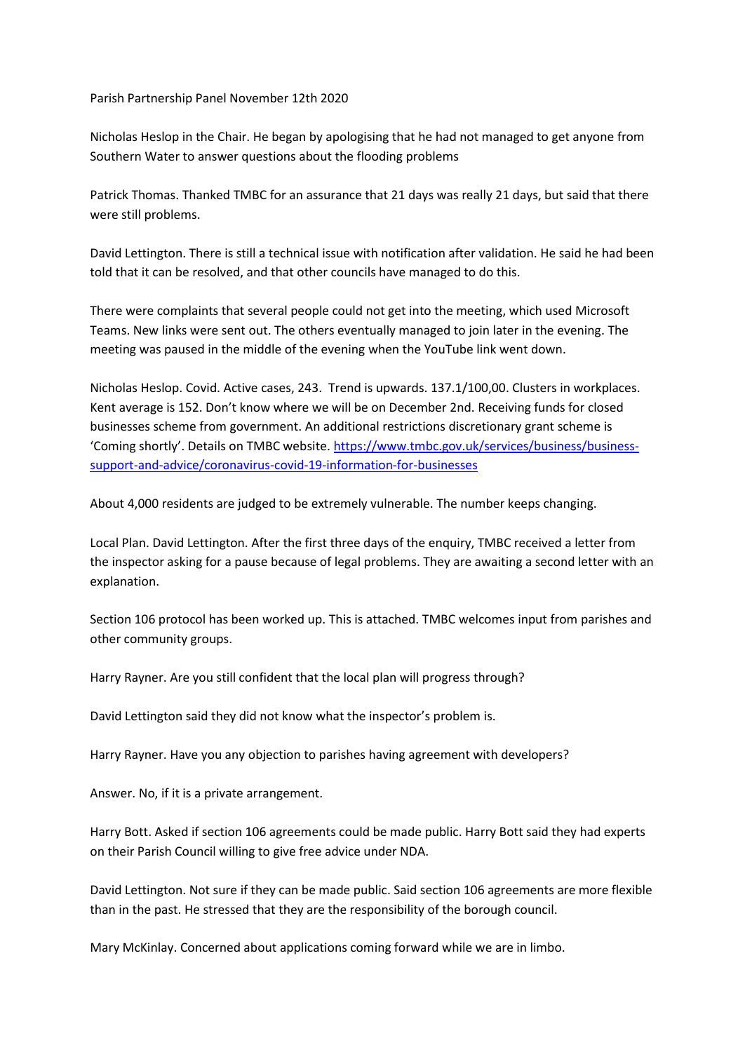Parish Partnership Panel November 12th 2020

Nicholas Heslop in the Chair. He began by apologising that he had not managed to get anyone from Southern Water to answer questions about the flooding problems

Patrick Thomas. Thanked TMBC for an assurance that 21 days was really 21 days, but said that there were still problems.

David Lettington. There is still a technical issue with notification after validation. He said he had been told that it can be resolved, and that other councils have managed to do this.

There were complaints that several people could not get into the meeting, which used Microsoft Teams. New links were sent out. The others eventually managed to join later in the evening. The meeting was paused in the middle of the evening when the YouTube link went down.

Nicholas Heslop. Covid. Active cases, 243. Trend is upwards. 137.1/100,00. Clusters in workplaces. Kent average is 152. Don't know where we will be on December 2nd. Receiving funds for closed businesses scheme from government. An additional restrictions discretionary grant scheme is 'Coming shortly'. Details on TMBC website. [https://www.tmbc.gov.uk/services/business/business-support-and-advice/coronavirus-covid-19-information-for-businesses](https://www.tmbc.gov.uk/services/business/business-support-and-advice/coronavirus-covid-19-information-for-businesses)

About 4,000 residents are judged to be extremely vulnerable. The number keeps changing.

Local Plan. David Lettington. After the first three days of the enquiry, TMBC received a letter from the inspector asking for a pause because of legal problems. They are awaiting a second letter with an explanation.

Section 106 protocol has been worked up. This is attached. TMBC welcomes input from parishes and other community groups.

Harry Rayner. Are you still confident that the local plan will progress through?

David Lettington said they did not know what the inspector's problem is.

Harry Rayner. Have you any objection to parishes having agreement with developers?

Answer. No, if it is a private arrangement.

Harry Bott. Asked if section 106 agreements could be made public. Harry Bott said they had experts on their Parish Council willing to give free advice under NDA.

David Lettington. Not sure if they can be made public. Said section 106 agreements are more flexible than in the past. He stressed that they are the responsibility of the borough council.

Mary McKinlay. Concerned about applications coming forward while we are in limbo.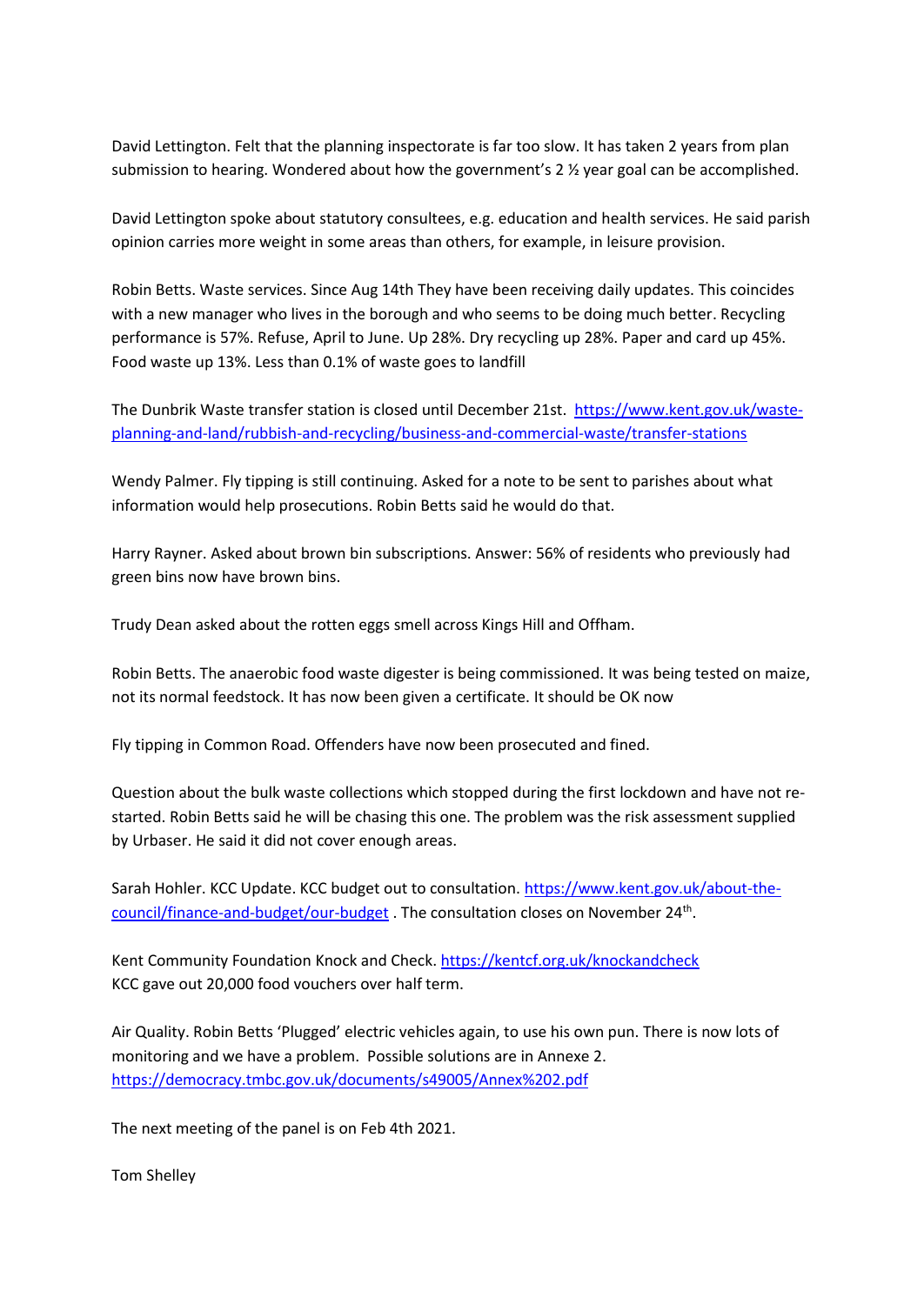David Lettington. Felt that the planning inspectorate is far too slow. It has taken 2 years from plan submission to hearing. Wondered about how the government's 2 ½ year goal can be accomplished.

David Lettington spoke about statutory consultees, e.g. education and health services. He said parish opinion carries more weight in some areas than others, for example, in leisure provision.

Robin Betts. Waste services. Since Aug 14th They have been receiving daily updates. This coincides with a new manager who lives in the borough and who seems to be doing much better. Recycling performance is 57%. Refuse, April to June. Up 28%. Dry recycling up 28%. Paper and card up 45%. Food waste up 13%. Less than 0.1% of waste goes to landfill

The Dunbrik Waste transfer station is closed until December 21st. [https://www.kent.gov.uk/waste-planning-and-land/rubbish-and-recycling/business-and-commercial-waste/transfer-stations](https://www.kent.gov.uk/waste-planning-and-land/rubbish-and-recycling/business-and-commercial-waste/transfer-stations)

Wendy Palmer. Fly tipping is still continuing. Asked for a note to be sent to parishes about what information would help prosecutions. Robin Betts said he would do that.

Harry Rayner. Asked about brown bin subscriptions. Answer: 56% of residents who previously had green bins now have brown bins.

Trudy Dean asked about the rotten eggs smell across Kings Hill and Offham.

Robin Betts. The anaerobic food waste digester is being commissioned. It was being tested on maize, not its normal feedstock. It has now been given a certificate. It should be OK now

Fly tipping in Common Road. Offenders have now been prosecuted and fined.

Question about the bulk waste collections which stopped during the first lockdown and have not re-started. Robin Betts said he will be chasing this one. The problem was the risk assessment supplied by Urbaser. He said it did not cover enough areas.

Sarah Hohler. KCC Update. KCC budget out to consultation. [https://www.kent.gov.uk/about-the-council/finance-and-budget/our-budget](https://www.kent.gov.uk/about-the-council/finance-and-budget/our-budget) . The consultation closes on November 24th.

Kent Community Foundation Knock and Check. [https://kentcf.org.uk/knockandcheck](https://kentcf.org.uk/knockandcheck)
KCC gave out 20,000 food vouchers over half term.

Air Quality. Robin Betts 'Plugged' electric vehicles again, to use his own pun. There is now lots of monitoring and we have a problem. Possible solutions are in Annexe 2.
[https://democracy.tmbc.gov.uk/documents/s49005/Annex%202.pdf](https://democracy.tmbc.gov.uk/documents/s49005/Annex%202.pdf)

The next meeting of the panel is on Feb 4th 2021.

Tom Shelley